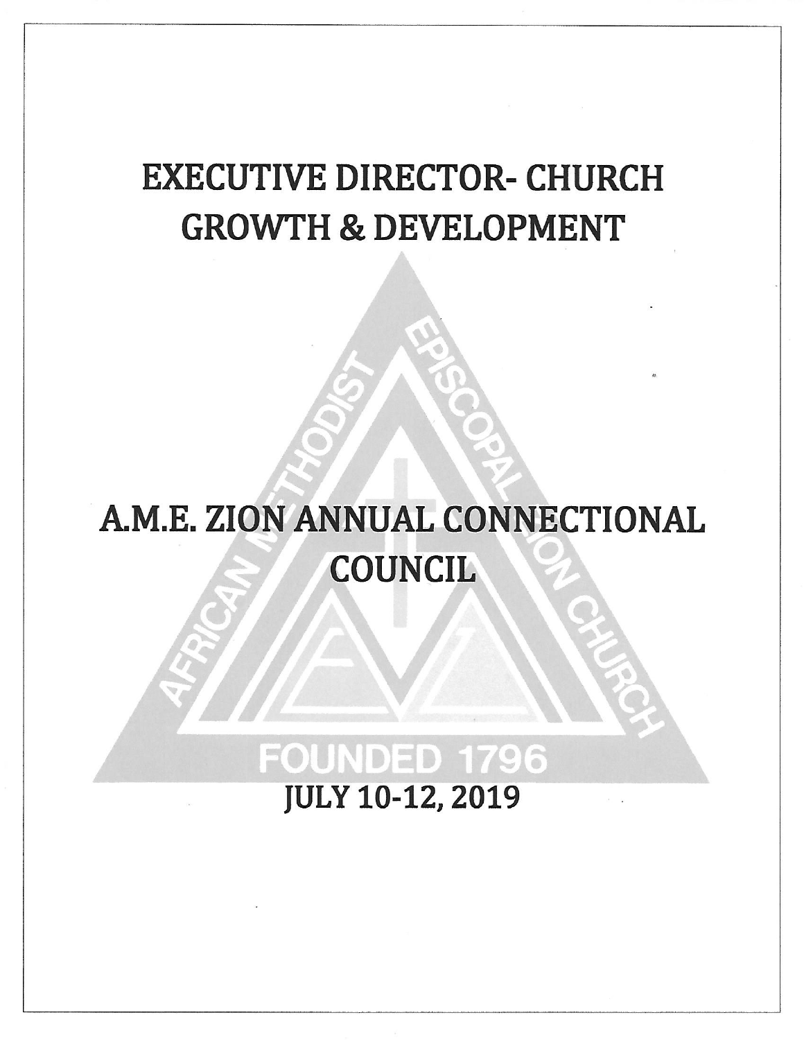# EXECUTIVE DIRECTOR- CHURCH GROWTH & DEVELOPMENT

# A.M.E. ZION ANNUAL CONNECTIONAL COUNCIL

JULY 10-12, 2019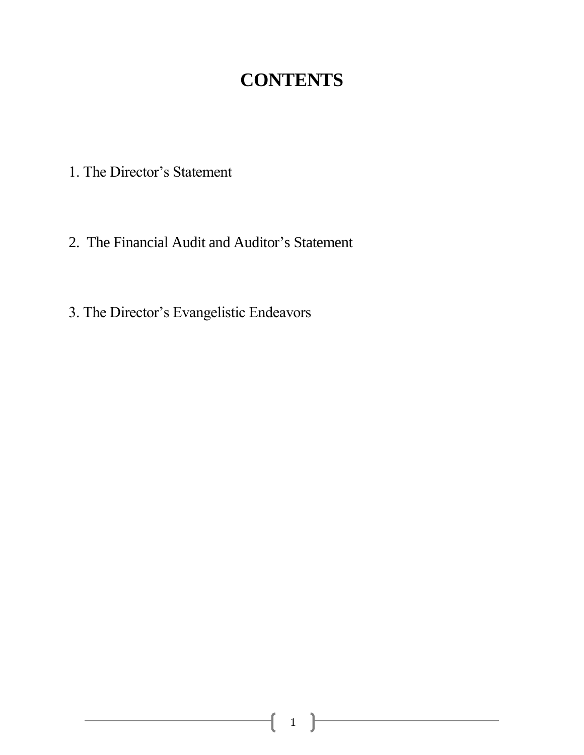# CONTENTS

1. The Director's Statement

2. The Financial Audit and Auditor's Statement

3. The Director's Evangelistic Endeavors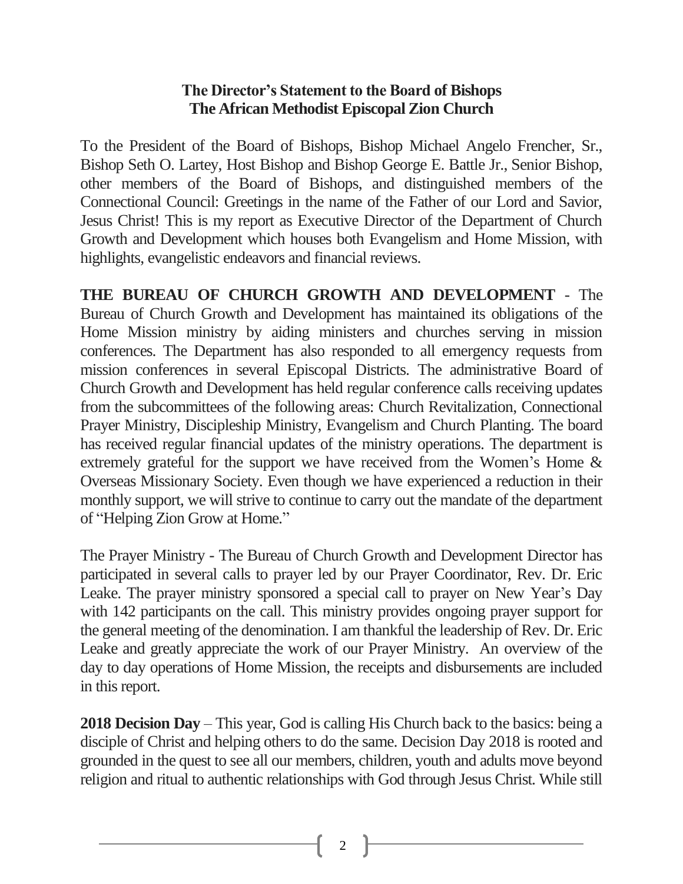**The Director's Statement to the Board of Bishops**
**The African Methodist Episcopal Zion Church**

To the President of the Board of Bishops, Bishop Michael Angelo Frencher, Sr., Bishop Seth O. Lartey, Host Bishop and Bishop George E. Battle Jr., Senior Bishop, other members of the Board of Bishops, and distinguished members of the Connectional Council: Greetings in the name of the Father of our Lord and Savior, Jesus Christ! This is my report as Executive Director of the Department of Church Growth and Development which houses both Evangelism and Home Mission, with highlights, evangelistic endeavors and financial reviews.

**THE BUREAU OF CHURCH GROWTH AND DEVELOPMENT** - The Bureau of Church Growth and Development has maintained its obligations of the Home Mission ministry by aiding ministers and churches serving in mission conferences. The Department has also responded to all emergency requests from mission conferences in several Episcopal Districts. The administrative Board of Church Growth and Development has held regular conference calls receiving updates from the subcommittees of the following areas: Church Revitalization, Connectional Prayer Ministry, Discipleship Ministry, Evangelism and Church Planting. The board has received regular financial updates of the ministry operations. The department is extremely grateful for the support we have received from the Women's Home & Overseas Missionary Society. Even though we have experienced a reduction in their monthly support, we will strive to continue to carry out the mandate of the department of "Helping Zion Grow at Home."

The Prayer Ministry - The Bureau of Church Growth and Development Director has participated in several calls to prayer led by our Prayer Coordinator, Rev. Dr. Eric Leake. The prayer ministry sponsored a special call to prayer on New Year's Day with 142 participants on the call. This ministry provides ongoing prayer support for the general meeting of the denomination. I am thankful the leadership of Rev. Dr. Eric Leake and greatly appreciate the work of our Prayer Ministry. An overview of the day to day operations of Home Mission, the receipts and disbursements are included in this report.

**2018 Decision Day** – This year, God is calling His Church back to the basics: being a disciple of Christ and helping others to do the same. Decision Day 2018 is rooted and grounded in the quest to see all our members, children, youth and adults move beyond religion and ritual to authentic relationships with God through Jesus Christ. While still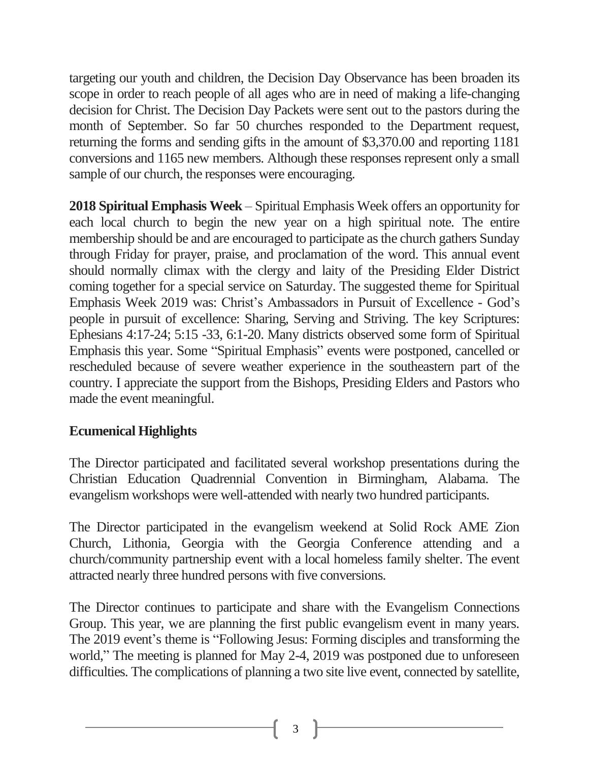targeting our youth and children, the Decision Day Observance has been broaden its scope in order to reach people of all ages who are in need of making a life-changing decision for Christ. The Decision Day Packets were sent out to the pastors during the month of September. So far 50 churches responded to the Department request, returning the forms and sending gifts in the amount of $3,370.00 and reporting 1181 conversions and 1165 new members. Although these responses represent only a small sample of our church, the responses were encouraging.

**2018 Spiritual Emphasis Week** – Spiritual Emphasis Week offers an opportunity for each local church to begin the new year on a high spiritual note. The entire membership should be and are encouraged to participate as the church gathers Sunday through Friday for prayer, praise, and proclamation of the word. This annual event should normally climax with the clergy and laity of the Presiding Elder District coming together for a special service on Saturday. The suggested theme for Spiritual Emphasis Week 2019 was: Christ's Ambassadors in Pursuit of Excellence - God's people in pursuit of excellence: Sharing, Serving and Striving. The key Scriptures: Ephesians 4:17-24; 5:15 -33, 6:1-20. Many districts observed some form of Spiritual Emphasis this year. Some "Spiritual Emphasis" events were postponed, cancelled or rescheduled because of severe weather experience in the southeastern part of the country. I appreciate the support from the Bishops, Presiding Elders and Pastors who made the event meaningful.

**Ecumenical Highlights**

The Director participated and facilitated several workshop presentations during the Christian Education Quadrennial Convention in Birmingham, Alabama. The evangelism workshops were well-attended with nearly two hundred participants.

The Director participated in the evangelism weekend at Solid Rock AME Zion Church, Lithonia, Georgia with the Georgia Conference attending and a church/community partnership event with a local homeless family shelter. The event attracted nearly three hundred persons with five conversions.

The Director continues to participate and share with the Evangelism Connections Group. This year, we are planning the first public evangelism event in many years. The 2019 event's theme is "Following Jesus: Forming disciples and transforming the world," The meeting is planned for May 2-4, 2019 was postponed due to unforeseen difficulties. The complications of planning a two site live event, connected by satellite,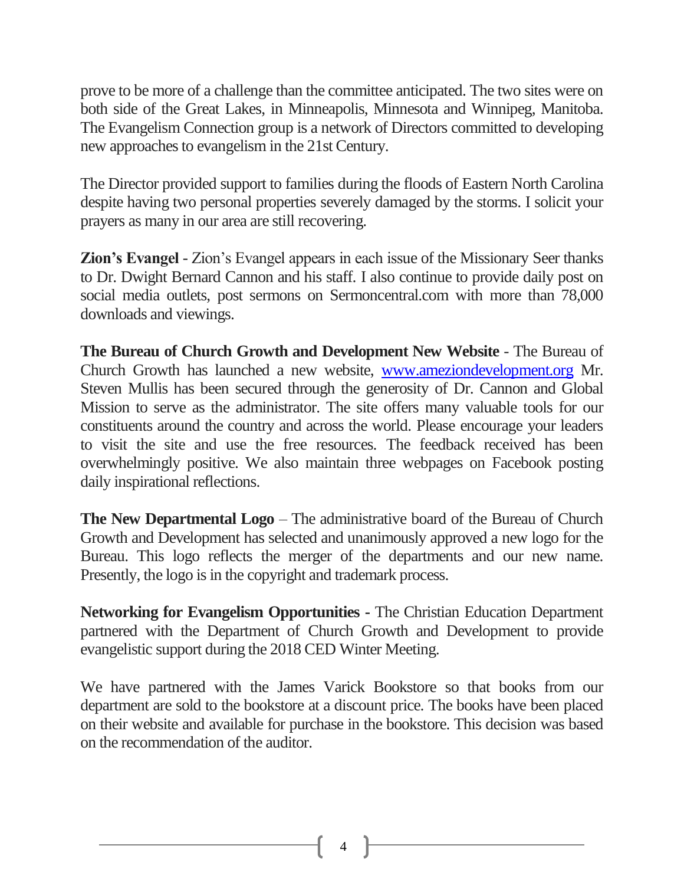prove to be more of a challenge than the committee anticipated. The two sites were on both side of the Great Lakes, in Minneapolis, Minnesota and Winnipeg, Manitoba. The Evangelism Connection group is a network of Directors committed to developing new approaches to evangelism in the 21st Century.

The Director provided support to families during the floods of Eastern North Carolina despite having two personal properties severely damaged by the storms. I solicit your prayers as many in our area are still recovering.

**Zion's Evangel** - Zion's Evangel appears in each issue of the Missionary Seer thanks to Dr. Dwight Bernard Cannon and his staff. I also continue to provide daily post on social media outlets, post sermons on Sermoncentral.com with more than 78,000 downloads and viewings.

**The Bureau of Church Growth and Development New Website** - The Bureau of Church Growth has launched a new website, [www.ameziondevelopment.org](http://www.ameziondevelopment.org) Mr. Steven Mullis has been secured through the generosity of Dr. Cannon and Global Mission to serve as the administrator. The site offers many valuable tools for our constituents around the country and across the world. Please encourage your leaders to visit the site and use the free resources. The feedback received has been overwhelmingly positive. We also maintain three webpages on Facebook posting daily inspirational reflections.

**The New Departmental Logo** – The administrative board of the Bureau of Church Growth and Development has selected and unanimously approved a new logo for the Bureau. This logo reflects the merger of the departments and our new name. Presently, the logo is in the copyright and trademark process.

**Networking for Evangelism Opportunities** - The Christian Education Department partnered with the Department of Church Growth and Development to provide evangelistic support during the 2018 CED Winter Meeting.

We have partnered with the James Varick Bookstore so that books from our department are sold to the bookstore at a discount price. The books have been placed on their website and available for purchase in the bookstore. This decision was based on the recommendation of the auditor.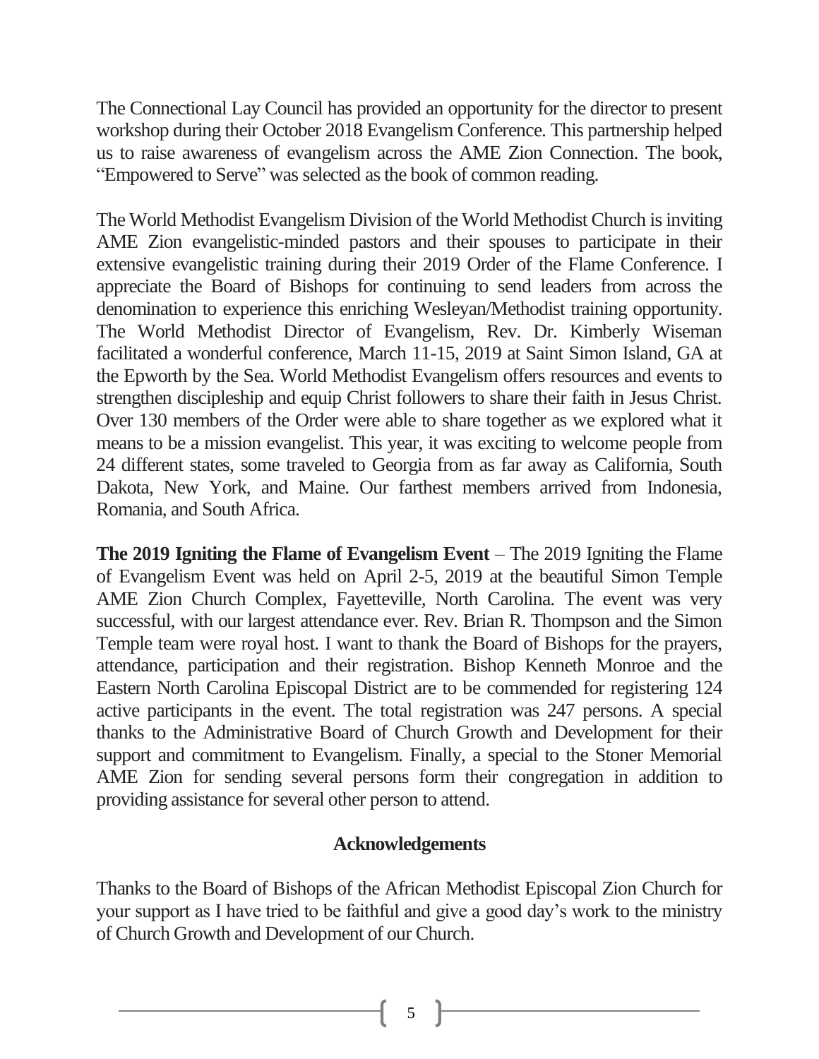The Connectional Lay Council has provided an opportunity for the director to present workshop during their October 2018 Evangelism Conference. This partnership helped us to raise awareness of evangelism across the AME Zion Connection. The book, "Empowered to Serve" was selected as the book of common reading.

The World Methodist Evangelism Division of the World Methodist Church is inviting AME Zion evangelistic-minded pastors and their spouses to participate in their extensive evangelistic training during their 2019 Order of the Flame Conference. I appreciate the Board of Bishops for continuing to send leaders from across the denomination to experience this enriching Wesleyan/Methodist training opportunity. The World Methodist Director of Evangelism, Rev. Dr. Kimberly Wiseman facilitated a wonderful conference, March 11-15, 2019 at Saint Simon Island, GA at the Epworth by the Sea. World Methodist Evangelism offers resources and events to strengthen discipleship and equip Christ followers to share their faith in Jesus Christ. Over 130 members of the Order were able to share together as we explored what it means to be a mission evangelist. This year, it was exciting to welcome people from 24 different states, some traveled to Georgia from as far away as California, South Dakota, New York, and Maine. Our farthest members arrived from Indonesia, Romania, and South Africa.

**The 2019 Igniting the Flame of Evangelism Event** – The 2019 Igniting the Flame of Evangelism Event was held on April 2-5, 2019 at the beautiful Simon Temple AME Zion Church Complex, Fayetteville, North Carolina. The event was very successful, with our largest attendance ever. Rev. Brian R. Thompson and the Simon Temple team were royal host. I want to thank the Board of Bishops for the prayers, attendance, participation and their registration. Bishop Kenneth Monroe and the Eastern North Carolina Episcopal District are to be commended for registering 124 active participants in the event. The total registration was 247 persons. A special thanks to the Administrative Board of Church Growth and Development for their support and commitment to Evangelism. Finally, a special to the Stoner Memorial AME Zion for sending several persons form their congregation in addition to providing assistance for several other person to attend.

## Acknowledgements

Thanks to the Board of Bishops of the African Methodist Episcopal Zion Church for your support as I have tried to be faithful and give a good day's work to the ministry of Church Growth and Development of our Church.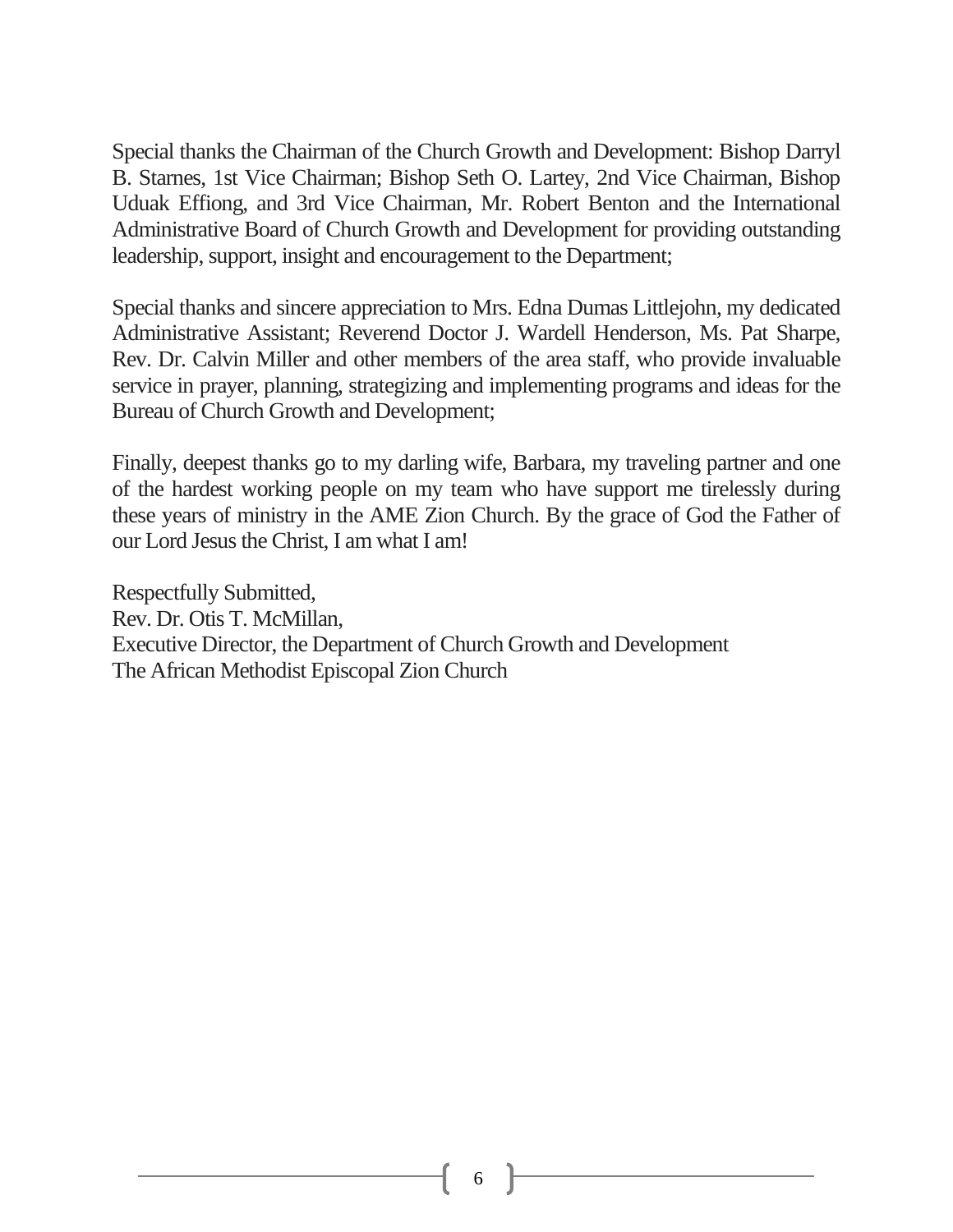Special thanks the Chairman of the Church Growth and Development: Bishop Darryl B. Starnes, 1st Vice Chairman; Bishop Seth O. Lartey, 2nd Vice Chairman, Bishop Uduak Effiong, and 3rd Vice Chairman, Mr. Robert Benton and the International Administrative Board of Church Growth and Development for providing outstanding leadership, support, insight and encouragement to the Department;

Special thanks and sincere appreciation to Mrs. Edna Dumas Littlejohn, my dedicated Administrative Assistant; Reverend Doctor J. Wardell Henderson, Ms. Pat Sharpe, Rev. Dr. Calvin Miller and other members of the area staff, who provide invaluable service in prayer, planning, strategizing and implementing programs and ideas for the Bureau of Church Growth and Development;

Finally, deepest thanks go to my darling wife, Barbara, my traveling partner and one of the hardest working people on my team who have support me tirelessly during these years of ministry in the AME Zion Church. By the grace of God the Father of our Lord Jesus the Christ, I am what I am!

Respectfully Submitted,
Rev. Dr. Otis T. McMillan,
Executive Director, the Department of Church Growth and Development
The African Methodist Episcopal Zion Church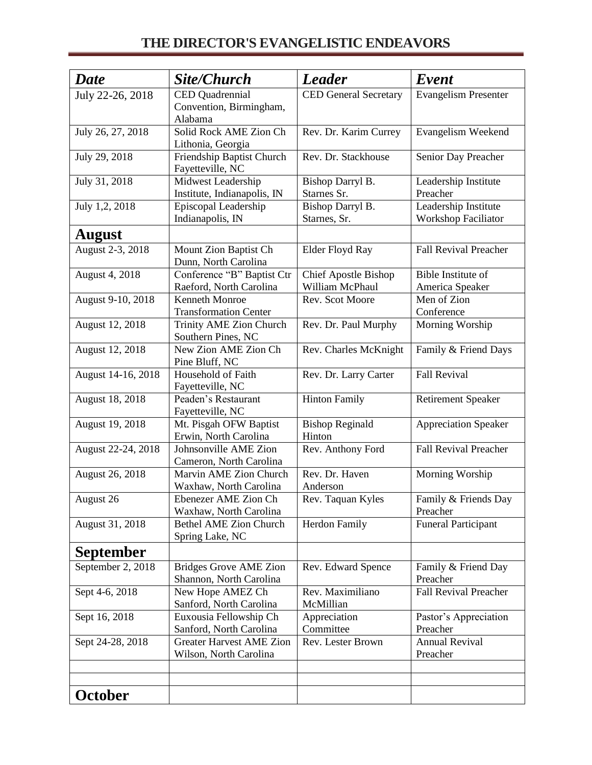## THE DIRECTOR'S EVANGELISTIC ENDEAVORS

| ***Date*** | ***Site/Church*** | ***Leader*** | ***Event*** |
|---|---|---|---|
| July 22-26, 2018 | CED Quadrennial Convention, Birmingham, Alabama | CED General Secretary | Evangelism Presenter |
| July 26, 27, 2018 | Solid Rock AME Zion Ch Lithonia, Georgia | Rev. Dr. Karim Currey | Evangelism Weekend |
| July 29, 2018 | Friendship Baptist Church Fayetteville, NC | Rev. Dr. Stackhouse | Senior Day Preacher |
| July 31, 2018 | Midwest Leadership Institute, Indianapolis, IN | Bishop Darryl B. Starnes Sr. | Leadership Institute Preacher |
| July 1,2, 2018 | Episcopal Leadership Indianapolis, IN | Bishop Darryl B. Starnes, Sr. | Leadership Institute Workshop Faciliator |
| **August** | | | |
| August 2-3, 2018 | Mount Zion Baptist Ch Dunn, North Carolina | Elder Floyd Ray | Fall Revival Preacher |
| August 4, 2018 | Conference "B" Baptist Ctr Raeford, North Carolina | Chief Apostle Bishop William McPhaul | Bible Institute of America Speaker |
| August 9-10, 2018 | Kenneth Monroe Transformation Center | Rev. Scot Moore | Men of Zion Conference |
| August 12, 2018 | Trinity AME Zion Church Southern Pines, NC | Rev. Dr. Paul Murphy | Morning Worship |
| August 12, 2018 | New Zion AME Zion Ch Pine Bluff, NC | Rev. Charles McKnight | Family & Friend Days |
| August 14-16, 2018 | Household of Faith Fayetteville, NC | Rev. Dr. Larry Carter | Fall Revival |
| August 18, 2018 | Peaden's Restaurant Fayetteville, NC | Hinton Family | Retirement Speaker |
| August 19, 2018 | Mt. Pisgah OFW Baptist Erwin, North Carolina | Bishop Reginald Hinton | Appreciation Speaker |
| August 22-24, 2018 | Johnsonville AME Zion Cameron, North Carolina | Rev. Anthony Ford | Fall Revival Preacher |
| August 26, 2018 | Marvin AME Zion Church Waxhaw, North Carolina | Rev. Dr. Haven Anderson | Morning Worship |
| August 26 | Ebenezer AME Zion Ch Waxhaw, North Carolina | Rev. Taquan Kyles | Family & Friends Day Preacher |
| August 31, 2018 | Bethel AME Zion Church Spring Lake, NC | Herdon Family | Funeral Participant |
| **September** | | | |
| September 2, 2018 | Bridges Grove AME Zion Shannon, North Carolina | Rev. Edward Spence | Family & Friend Day Preacher |
| Sept 4-6, 2018 | New Hope AMEZ Ch Sanford, North Carolina | Rev. Maximiliano McMillian | Fall Revival Preacher |
| Sept 16, 2018 | Euxousia Fellowship Ch Sanford, North Carolina | Appreciation Committee | Pastor's Appreciation Preacher |
| Sept 24-28, 2018 | Greater Harvest AME Zion Wilson, North Carolina | Rev. Lester Brown | Annual Revival Preacher |
| | | | |
| | | | |
| **October** | | | |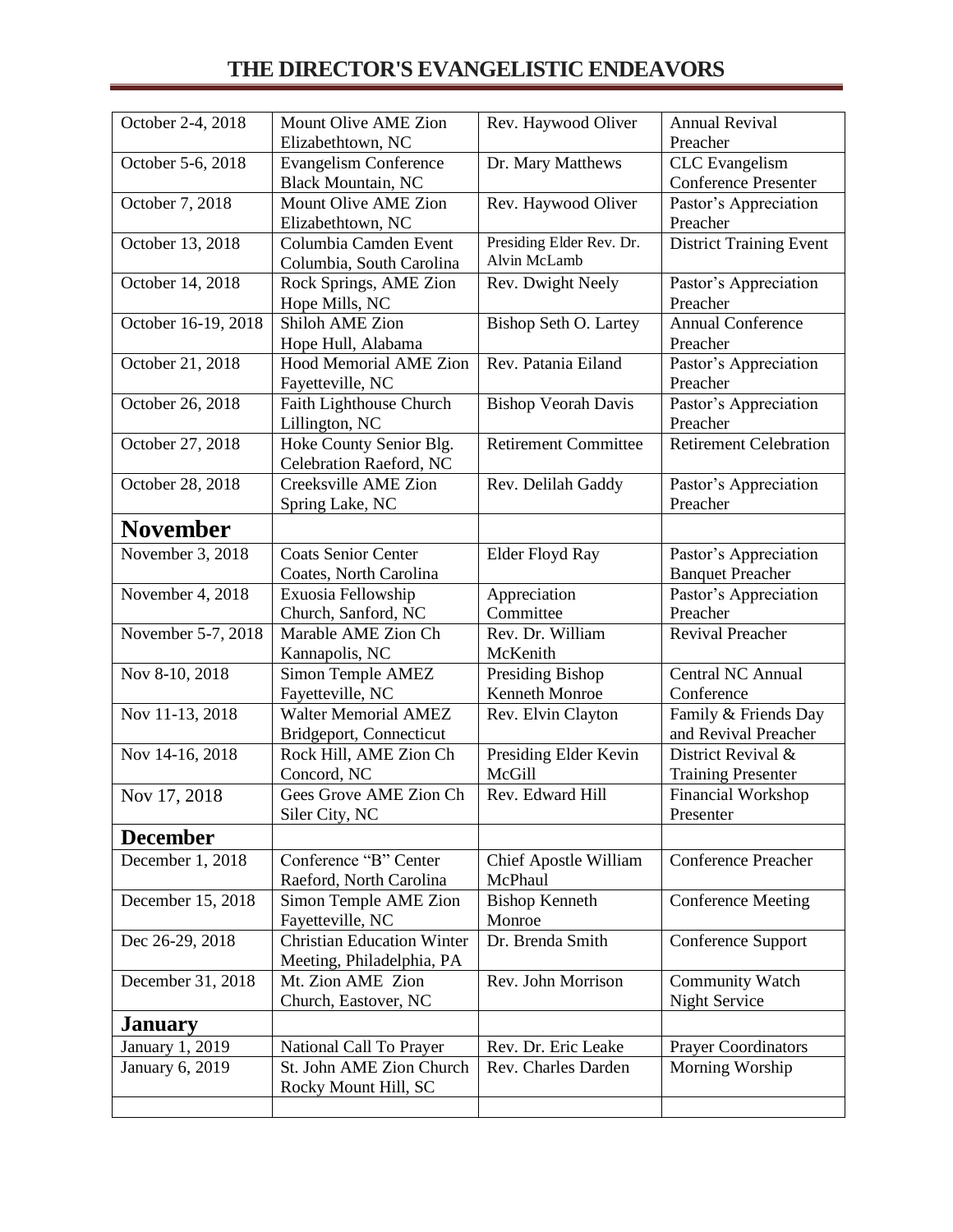## THE DIRECTOR'S EVANGELISTIC ENDEAVORS

| | | | |
|---|---|---|---|
| October 2-4, 2018 | Mount Olive AME Zion Elizabethtown, NC | Rev. Haywood Oliver | Annual Revival Preacher |
| October 5-6, 2018 | Evangelism Conference Black Mountain, NC | Dr. Mary Matthews | CLC Evangelism Conference Presenter |
| October 7, 2018 | Mount Olive AME Zion Elizabethtown, NC | Rev. Haywood Oliver | Pastor's Appreciation Preacher |
| October 13, 2018 | Columbia Camden Event Columbia, South Carolina | Presiding Elder Rev. Dr. Alvin McLamb | District Training Event |
| October 14, 2018 | Rock Springs, AME Zion Hope Mills, NC | Rev. Dwight Neely | Pastor's Appreciation Preacher |
| October 16-19, 2018 | Shiloh AME Zion Hope Hull, Alabama | Bishop Seth O. Lartey | Annual Conference Preacher |
| October 21, 2018 | Hood Memorial AME Zion Fayetteville, NC | Rev. Patania Eiland | Pastor's Appreciation Preacher |
| October 26, 2018 | Faith Lighthouse Church Lillington, NC | Bishop Veorah Davis | Pastor's Appreciation Preacher |
| October 27, 2018 | Hoke County Senior Blg. Celebration Raeford, NC | Retirement Committee | Retirement Celebration |
| October 28, 2018 | Creeksville AME Zion Spring Lake, NC | Rev. Delilah Gaddy | Pastor's Appreciation Preacher |
| **November** | | | |
| November 3, 2018 | Coats Senior Center Coates, North Carolina | Elder Floyd Ray | Pastor's Appreciation Banquet Preacher |
| November 4, 2018 | Exuosia Fellowship Church, Sanford, NC | Appreciation Committee | Pastor's Appreciation Preacher |
| November 5-7, 2018 | Marable AME Zion Ch Kannapolis, NC | Rev. Dr. William McKenith | Revival Preacher |
| Nov 8-10, 2018 | Simon Temple AMEZ Fayetteville, NC | Presiding Bishop Kenneth Monroe | Central NC Annual Conference |
| Nov 11-13, 2018 | Walter Memorial AMEZ Bridgeport, Connecticut | Rev. Elvin Clayton | Family & Friends Day and Revival Preacher |
| Nov 14-16, 2018 | Rock Hill, AME Zion Ch Concord, NC | Presiding Elder Kevin McGill | District Revival & Training Presenter |
| Nov 17, 2018 | Gees Grove AME Zion Ch Siler City, NC | Rev. Edward Hill | Financial Workshop Presenter |
| **December** | | | |
| December 1, 2018 | Conference "B" Center Raeford, North Carolina | Chief Apostle William McPhaul | Conference Preacher |
| December 15, 2018 | Simon Temple AME Zion Fayetteville, NC | Bishop Kenneth Monroe | Conference Meeting |
| Dec 26-29, 2018 | Christian Education Winter Meeting, Philadelphia, PA | Dr. Brenda Smith | Conference Support |
| December 31, 2018 | Mt. Zion AME Zion Church, Eastover, NC | Rev. John Morrison | Community Watch Night Service |
| **January** | | | |
| January 1, 2019 | National Call To Prayer | Rev. Dr. Eric Leake | Prayer Coordinators |
| January 6, 2019 | St. John AME Zion Church Rocky Mount Hill, SC | Rev. Charles Darden | Morning Worship |
| | | | |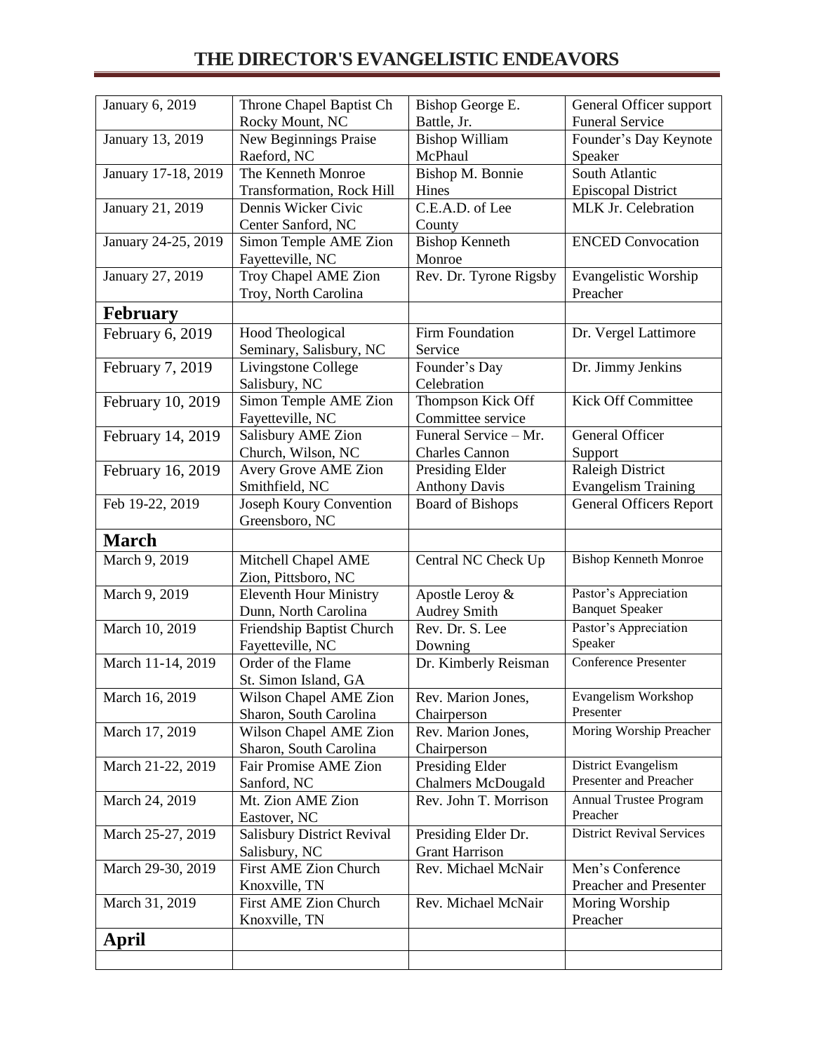# THE DIRECTOR'S EVANGELISTIC ENDEAVORS

| | | | |
|---|---|---|---|
| January 6, 2019 | Throne Chapel Baptist Ch Rocky Mount, NC | Bishop George E. Battle, Jr. | General Officer support Funeral Service |
| January 13, 2019 | New Beginnings Praise Raeford, NC | Bishop William McPhaul | Founder's Day Keynote Speaker |
| January 17-18, 2019 | The Kenneth Monroe Transformation, Rock Hill | Bishop M. Bonnie Hines | South Atlantic Episcopal District |
| January 21, 2019 | Dennis Wicker Civic Center Sanford, NC | C.E.A.D. of Lee County | MLK Jr. Celebration |
| January 24-25, 2019 | Simon Temple AME Zion Fayetteville, NC | Bishop Kenneth Monroe | ENCED Convocation |
| January 27, 2019 | Troy Chapel AME Zion Troy, North Carolina | Rev. Dr. Tyrone Rigsby | Evangelistic Worship Preacher |
| **February** | | | |
| February 6, 2019 | Hood Theological Seminary, Salisbury, NC | Firm Foundation Service | Dr. Vergel Lattimore |
| February 7, 2019 | Livingstone College Salisbury, NC | Founder's Day Celebration | Dr. Jimmy Jenkins |
| February 10, 2019 | Simon Temple AME Zion Fayetteville, NC | Thompson Kick Off Committee service | Kick Off Committee |
| February 14, 2019 | Salisbury AME Zion Church, Wilson, NC | Funeral Service – Mr. Charles Cannon | General Officer Support |
| February 16, 2019 | Avery Grove AME Zion Smithfield, NC | Presiding Elder Anthony Davis | Raleigh District Evangelism Training |
| Feb 19-22, 2019 | Joseph Koury Convention Greensboro, NC | Board of Bishops | General Officers Report |
| **March** | | | |
| March 9, 2019 | Mitchell Chapel AME Zion, Pittsboro, NC | Central NC Check Up | Bishop Kenneth Monroe |
| March 9, 2019 | Eleventh Hour Ministry Dunn, North Carolina | Apostle Leroy & Audrey Smith | Pastor's Appreciation Banquet Speaker |
| March 10, 2019 | Friendship Baptist Church Fayetteville, NC | Rev. Dr. S. Lee Downing | Pastor's Appreciation Speaker |
| March 11-14, 2019 | Order of the Flame St. Simon Island, GA | Dr. Kimberly Reisman | Conference Presenter |
| March 16, 2019 | Wilson Chapel AME Zion Sharon, South Carolina | Rev. Marion Jones, Chairperson | Evangelism Workshop Presenter |
| March 17, 2019 | Wilson Chapel AME Zion Sharon, South Carolina | Rev. Marion Jones, Chairperson | Moring Worship Preacher |
| March 21-22, 2019 | Fair Promise AME Zion Sanford, NC | Presiding Elder Chalmers McDougald | District Evangelism Presenter and Preacher |
| March 24, 2019 | Mt. Zion AME Zion Eastover, NC | Rev. John T. Morrison | Annual Trustee Program Preacher |
| March 25-27, 2019 | Salisbury District Revival Salisbury, NC | Presiding Elder Dr. Grant Harrison | District Revival Services |
| March 29-30, 2019 | First AME Zion Church Knoxville, TN | Rev. Michael McNair | Men's Conference Preacher and Presenter |
| March 31, 2019 | First AME Zion Church Knoxville, TN | Rev. Michael McNair | Moring Worship Preacher |
| **April** | | | |
| | | | |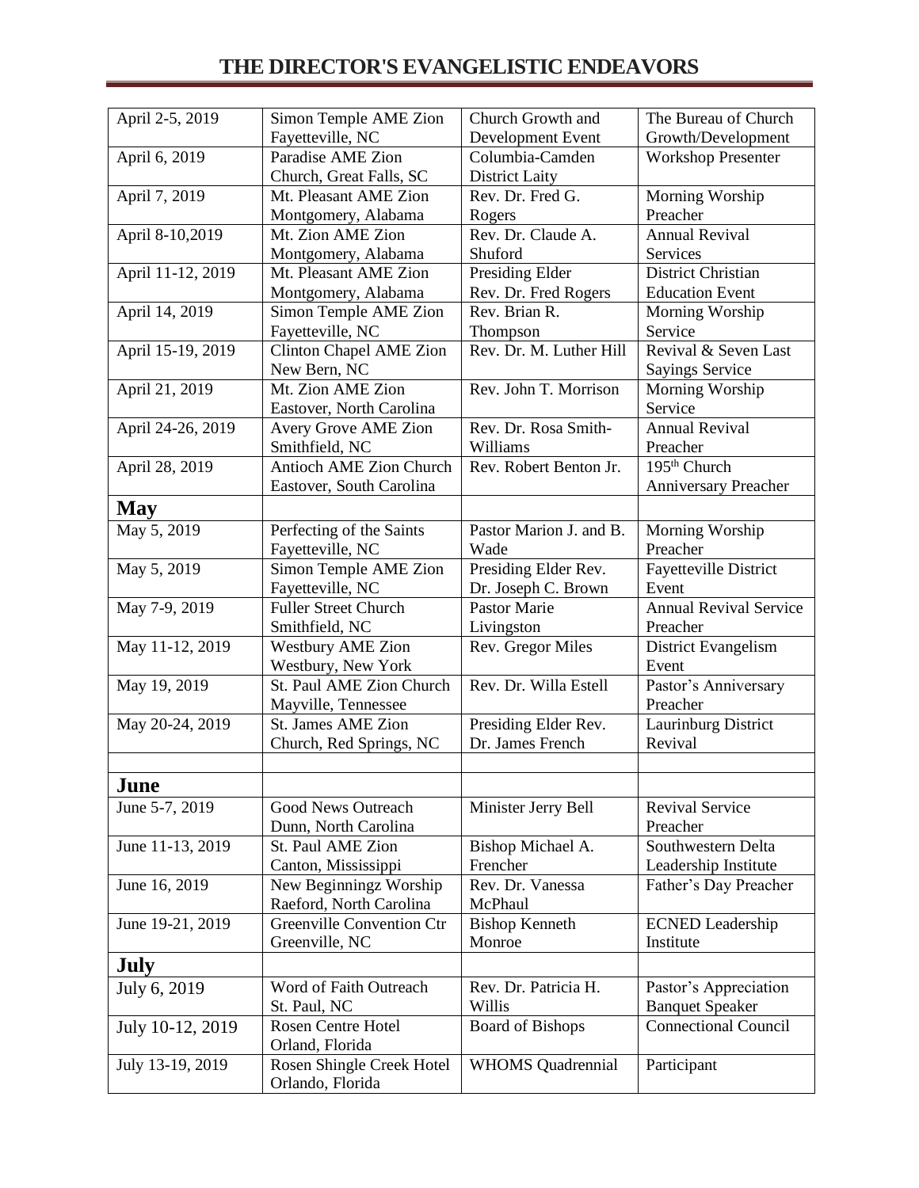# THE DIRECTOR'S EVANGELISTIC ENDEAVORS

| | | | |
|---|---|---|---|
| April 2-5, 2019 | Simon Temple AME Zion Fayetteville, NC | Church Growth and Development Event | The Bureau of Church Growth/Development |
| April 6, 2019 | Paradise AME Zion Church, Great Falls, SC | Columbia-Camden District Laity | Workshop Presenter |
| April 7, 2019 | Mt. Pleasant AME Zion Montgomery, Alabama | Rev. Dr. Fred G. Rogers | Morning Worship Preacher |
| April 8-10,2019 | Mt. Zion AME Zion Montgomery, Alabama | Rev. Dr. Claude A. Shuford | Annual Revival Services |
| April 11-12, 2019 | Mt. Pleasant AME Zion Montgomery, Alabama | Presiding Elder Rev. Dr. Fred Rogers | District Christian Education Event |
| April 14, 2019 | Simon Temple AME Zion Fayetteville, NC | Rev. Brian R. Thompson | Morning Worship Service |
| April 15-19, 2019 | Clinton Chapel AME Zion New Bern, NC | Rev. Dr. M. Luther Hill | Revival & Seven Last Sayings Service |
| April 21, 2019 | Mt. Zion AME Zion Eastover, North Carolina | Rev. John T. Morrison | Morning Worship Service |
| April 24-26, 2019 | Avery Grove AME Zion Smithfield, NC | Rev. Dr. Rosa Smith-Williams | Annual Revival Preacher |
| April 28, 2019 | Antioch AME Zion Church Eastover, South Carolina | Rev. Robert Benton Jr. | 195th Church Anniversary Preacher |
| **May** | | | |
| May 5, 2019 | Perfecting of the Saints Fayetteville, NC | Pastor Marion J. and B. Wade | Morning Worship Preacher |
| May 5, 2019 | Simon Temple AME Zion Fayetteville, NC | Presiding Elder Rev. Dr. Joseph C. Brown | Fayetteville District Event |
| May 7-9, 2019 | Fuller Street Church Smithfield, NC | Pastor Marie Livingston | Annual Revival Service Preacher |
| May 11-12, 2019 | Westbury AME Zion Westbury, New York | Rev. Gregor Miles | District Evangelism Event |
| May 19, 2019 | St. Paul AME Zion Church Mayville, Tennessee | Rev. Dr. Willa Estell | Pastor's Anniversary Preacher |
| May 20-24, 2019 | St. James AME Zion Church, Red Springs, NC | Presiding Elder Rev. Dr. James French | Laurinburg District Revival |
| | | | |
| **June** | | | |
| June 5-7, 2019 | Good News Outreach Dunn, North Carolina | Minister Jerry Bell | Revival Service Preacher |
| June 11-13, 2019 | St. Paul AME Zion Canton, Mississippi | Bishop Michael A. Frencher | Southwestern Delta Leadership Institute |
| June 16, 2019 | New Beginningz Worship Raeford, North Carolina | Rev. Dr. Vanessa McPhaul | Father's Day Preacher |
| June 19-21, 2019 | Greenville Convention Ctr Greenville, NC | Bishop Kenneth Monroe | ECNED Leadership Institute |
| **July** | | | |
| July 6, 2019 | Word of Faith Outreach St. Paul, NC | Rev. Dr. Patricia H. Willis | Pastor's Appreciation Banquet Speaker |
| July 10-12, 2019 | Rosen Centre Hotel Orland, Florida | Board of Bishops | Connectional Council |
| July 13-19, 2019 | Rosen Shingle Creek Hotel Orlando, Florida | WHOMS Quadrennial | Participant |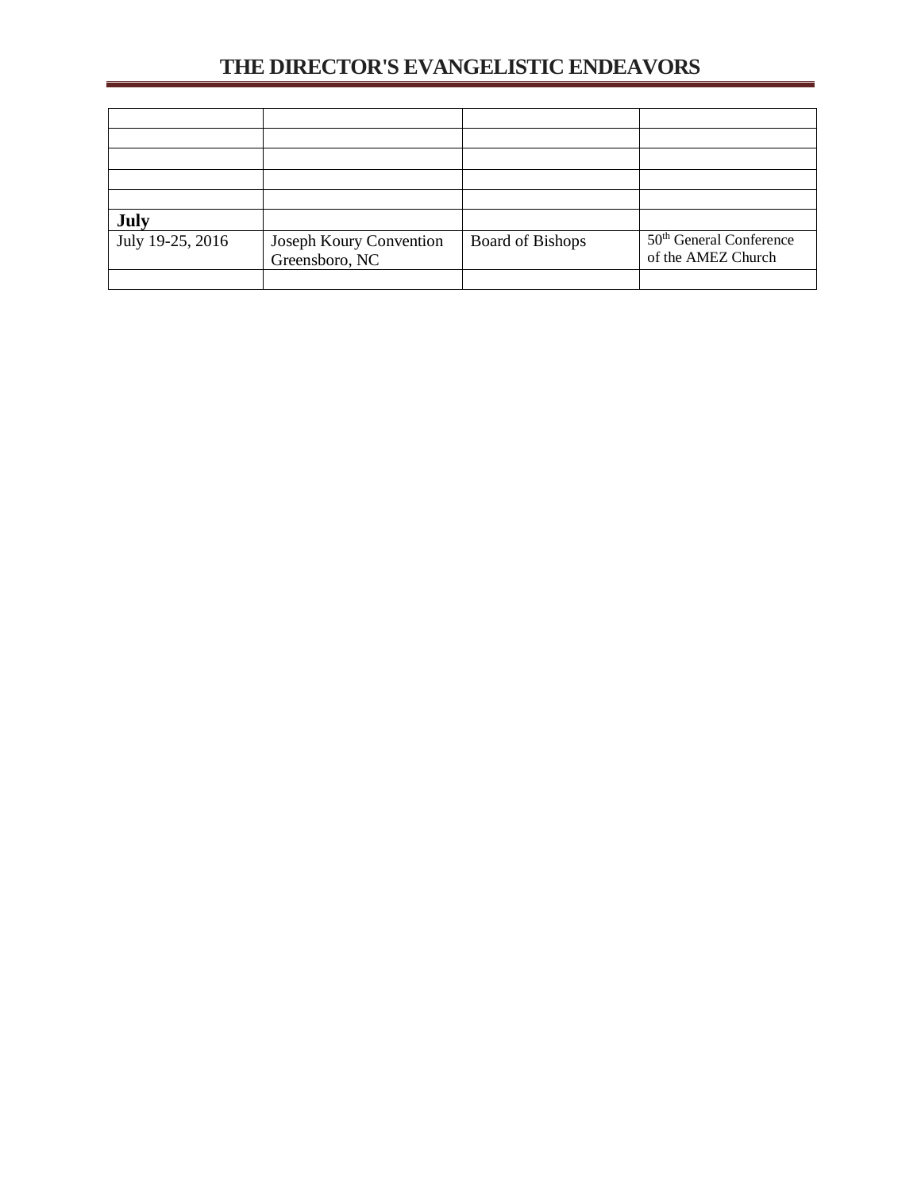# THE DIRECTOR'S EVANGELISTIC ENDEAVORS

| | | | |
|---|---|---|---|
| | | | |
| | | | |
| | | | |
| | | | |
| | | | |
| **July** | | | |
| July 19-25, 2016 | Joseph Koury Convention Greensboro, NC | Board of Bishops | $50^{th}$ General Conference of the AMEZ Church |
| | | | |